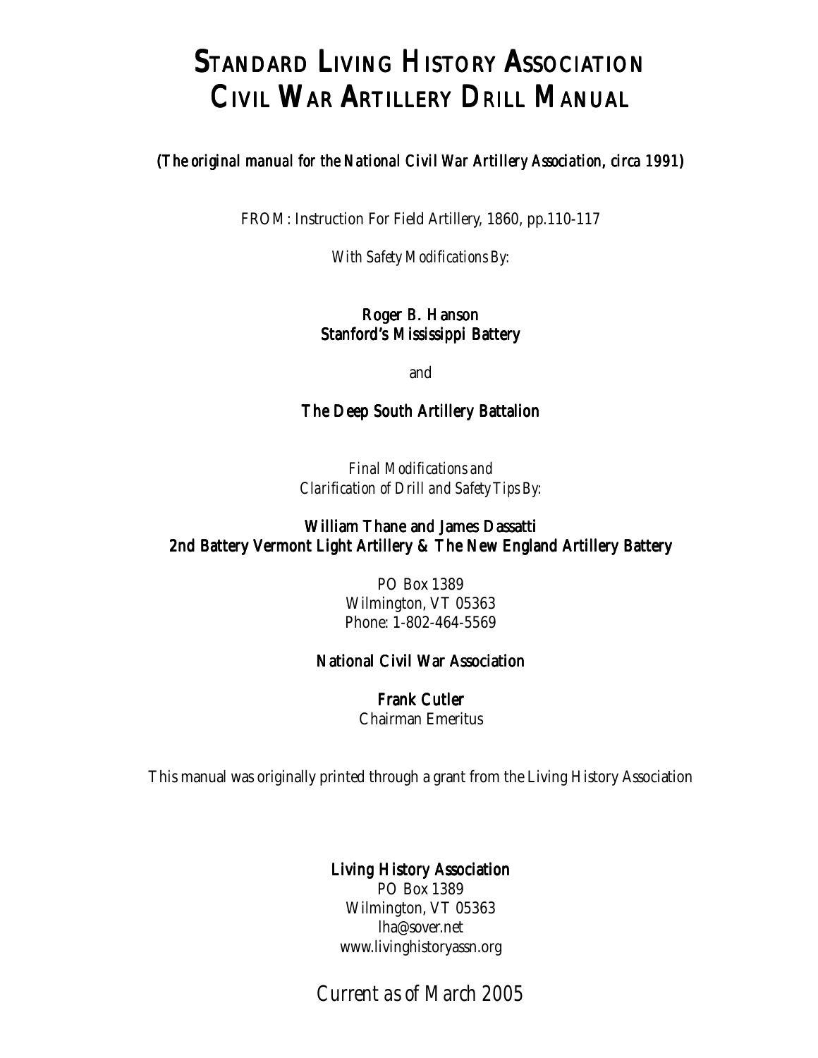# Standard Living History Association Civil War Artillery Drill Manual

***(The original manual for the National Civil War Artillery Association, circa 1991)***

FROM: Instruction For Field Artillery, 1860, pp.110-117

*With Safety Modifications By:*

**Roger B. Hanson**
**Stanford's Mississippi Battery**

and

**The Deep South Artillery Battalion**

*Final Modifications and*
*Clarification of Drill and Safety Tips By:*

**William Thane and James Dassatti**
**2nd Battery Vermont Light Artillery & The New England Artillery Battery**

PO Box 1389
Wilmington, VT 05363
Phone: 1-802-464-5569

**National Civil War Association**

**Frank Cutler**
Chairman Emeritus

This manual was originally printed through a grant from the Living History Association

**Living History Association**
PO Box 1389
Wilmington, VT 05363
lha@sover.net
www.livinghistoryassn.org

*Current as of March 2005*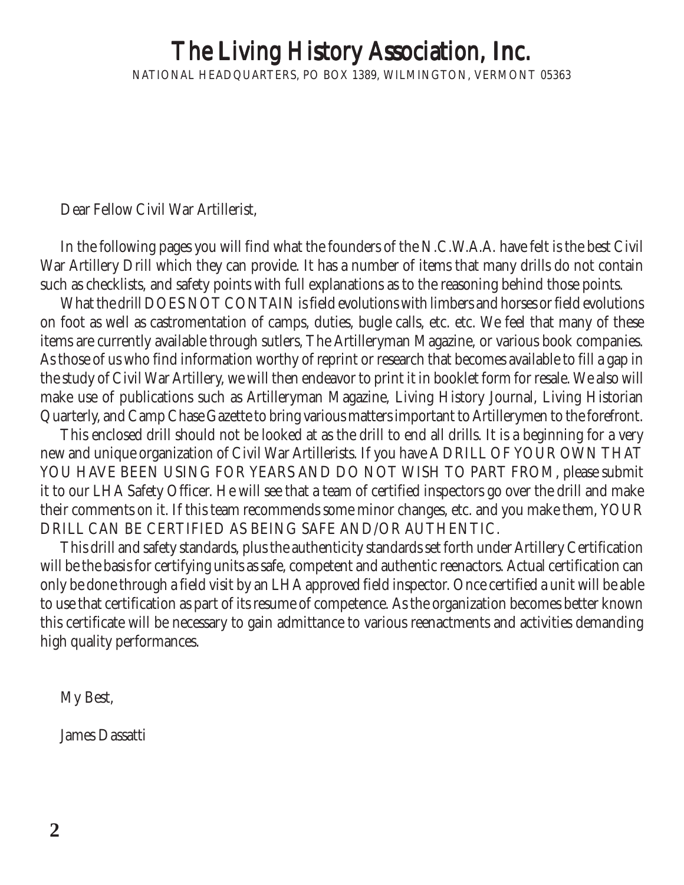# The Living History Association, Inc.

NATIONAL HEADQUARTERS, PO BOX 1389, WILMINGTON, VERMONT 05363

Dear Fellow Civil War Artillerist,

In the following pages you will find what the founders of the N.C.W.A.A. have felt is the best Civil War Artillery Drill which they can provide. It has a number of items that many drills do not contain such as checklists, and safety points with full explanations as to the reasoning behind those points.

What the drill DOES NOT CONTAIN is field evolutions with limbers and horses or field evolutions on foot as well as castromentation of camps, duties, bugle calls, etc. etc. We feel that many of these items are currently available through sutlers, The Artilleryman Magazine, or various book companies. As those of us who find information worthy of reprint or research that becomes available to fill a gap in the study of Civil War Artillery, we will then endeavor to print it in booklet form for resale. We also will make use of publications such as Artilleryman Magazine, Living History Journal, Living Historian Quarterly, and Camp Chase Gazette to bring various matters important to Artillerymen to the forefront.

This enclosed drill should not be looked at as the drill to end all drills. It is a beginning for a very new and unique organization of Civil War Artillerists. If you have A DRILL OF YOUR OWN THAT YOU HAVE BEEN USING FOR YEARS AND DO NOT WISH TO PART FROM, please submit it to our LHA Safety Officer. He will see that a team of certified inspectors go over the drill and make their comments on it. If this team recommends some minor changes, etc. and you make them, YOUR DRILL CAN BE CERTIFIED AS BEING SAFE AND/OR AUTHENTIC.

This drill and safety standards, plus the authenticity standards set forth under Artillery Certification will be the basis for certifying units as safe, competent and authentic reenactors. Actual certification can only be done through a field visit by an LHA approved field inspector. Once certified a unit will be able to use that certification as part of its resume of competence. As the organization becomes better known this certificate will be necessary to gain admittance to various reenactments and activities demanding high quality performances.

My Best,

James Dassatti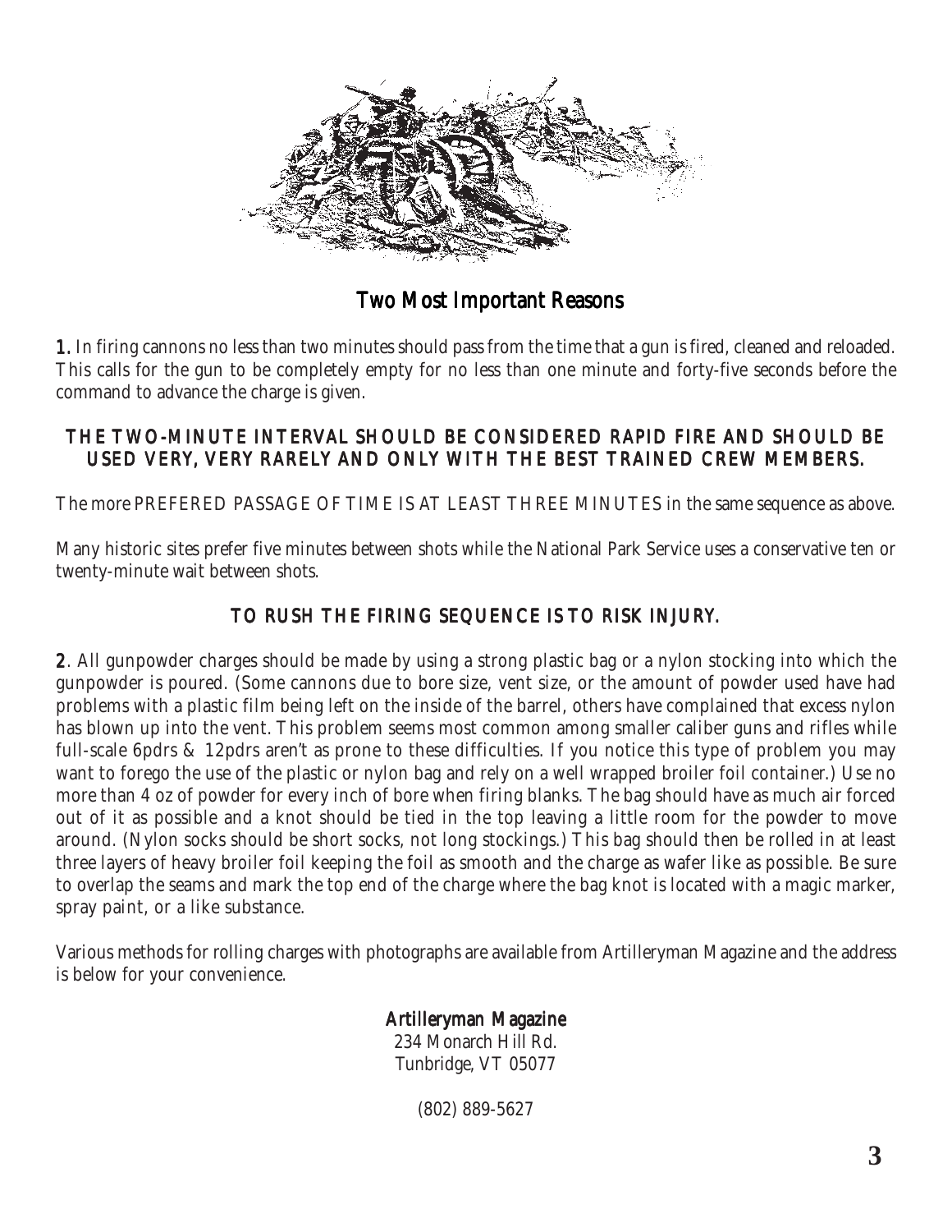## Two Most Important Reasons

**1.** In firing cannons no less than two minutes should pass from the time that a gun is fired, cleaned and reloaded. This calls for the gun to be completely empty for no less than one minute and forty-five seconds before the command to advance the charge is given.

**THE TWO-MINUTE INTERVAL SHOULD BE CONSIDERED RAPID FIRE AND SHOULD BE USED VERY, VERY RARELY AND ONLY WITH THE BEST TRAINED CREW MEMBERS.**

The more PREFERED PASSAGE OF TIME IS AT LEAST THREE MINUTES in the same sequence as above.

Many historic sites prefer five minutes between shots while the National Park Service uses a conservative ten or twenty-minute wait between shots.

**TO RUSH THE FIRING SEQUENCE IS TO RISK INJURY.**

**2**. All gunpowder charges should be made by using a strong plastic bag or a nylon stocking into which the gunpowder is poured. (Some cannons due to bore size, vent size, or the amount of powder used have had problems with a plastic film being left on the inside of the barrel, others have complained that excess nylon has blown up into the vent. This problem seems most common among smaller caliber guns and rifles while full-scale 6pdrs & 12pdrs aren't as prone to these difficulties. If you notice this type of problem you may want to forego the use of the plastic or nylon bag and rely on a well wrapped broiler foil container.) Use no more than 4 oz of powder for every inch of bore when firing blanks. The bag should have as much air forced out of it as possible and a knot should be tied in the top leaving a little room for the powder to move around. (Nylon socks should be short socks, not long stockings.) This bag should then be rolled in at least three layers of heavy broiler foil keeping the foil as smooth and the charge as wafer like as possible. Be sure to overlap the seams and mark the top end of the charge where the bag knot is located with a magic marker, spray paint, or a like substance.

Various methods for rolling charges with photographs are available from Artilleryman Magazine and the address is below for your convenience.

**Artilleryman Magazine**
234 Monarch Hill Rd.
Tunbridge, VT 05077

(802) 889-5627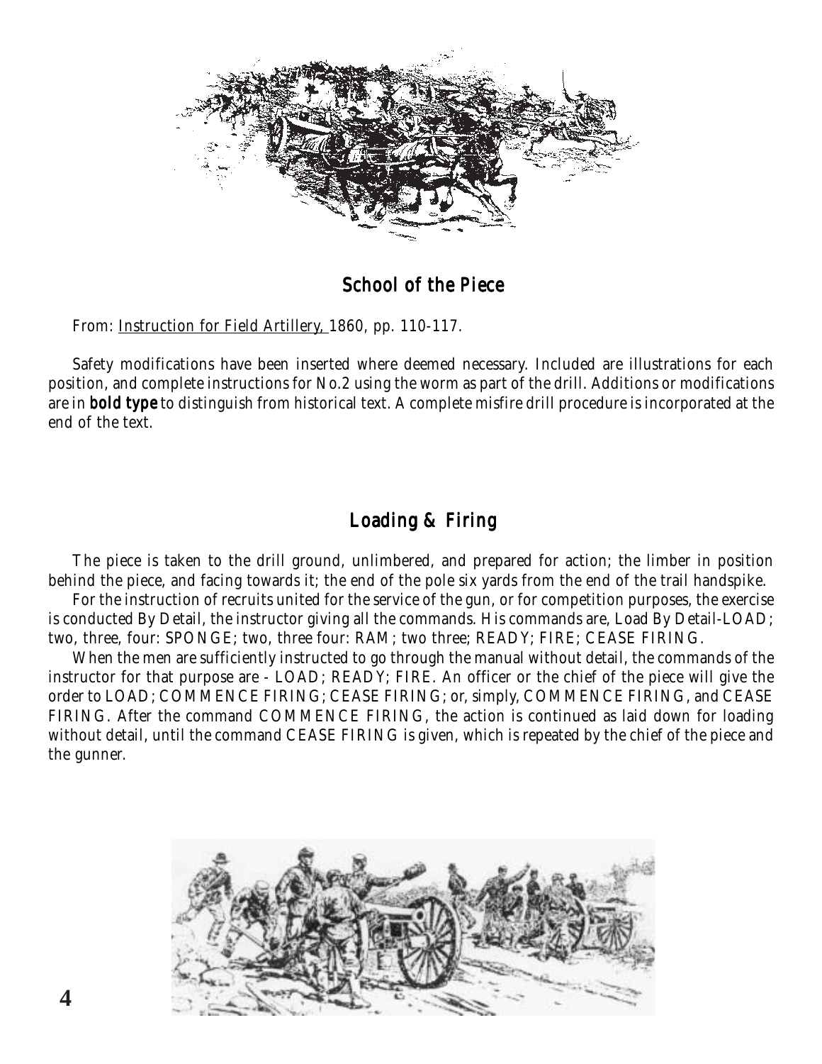## School of the Piece

From: Instruction for Field Artillery, 1860, pp. 110-117.

Safety modifications have been inserted where deemed necessary. Included are illustrations for each position, and complete instructions for No.2 using the worm as part of the drill. Additions or modifications are in **bold type** to distinguish from historical text. A complete misfire drill procedure is incorporated at the end of the text.

## Loading & Firing

The piece is taken to the drill ground, unlimbered, and prepared for action; the limber in position behind the piece, and facing towards it; the end of the pole six yards from the end of the trail handspike.

For the instruction of recruits united for the service of the gun, or for competition purposes, the exercise is conducted By Detail, the instructor giving all the commands. His commands are, Load By Detail-LOAD; two, three, four: SPONGE; two, three four: RAM; two three; READY; FIRE; CEASE FIRING.

When the men are sufficiently instructed to go through the manual without detail, the commands of the instructor for that purpose are - LOAD; READY; FIRE. An officer or the chief of the piece will give the order to LOAD; COMMENCE FIRING; CEASE FIRING; or, simply, COMMENCE FIRING, and CEASE FIRING. After the command COMMENCE FIRING, the action is continued as laid down for loading without detail, until the command CEASE FIRING is given, which is repeated by the chief of the piece and the gunner.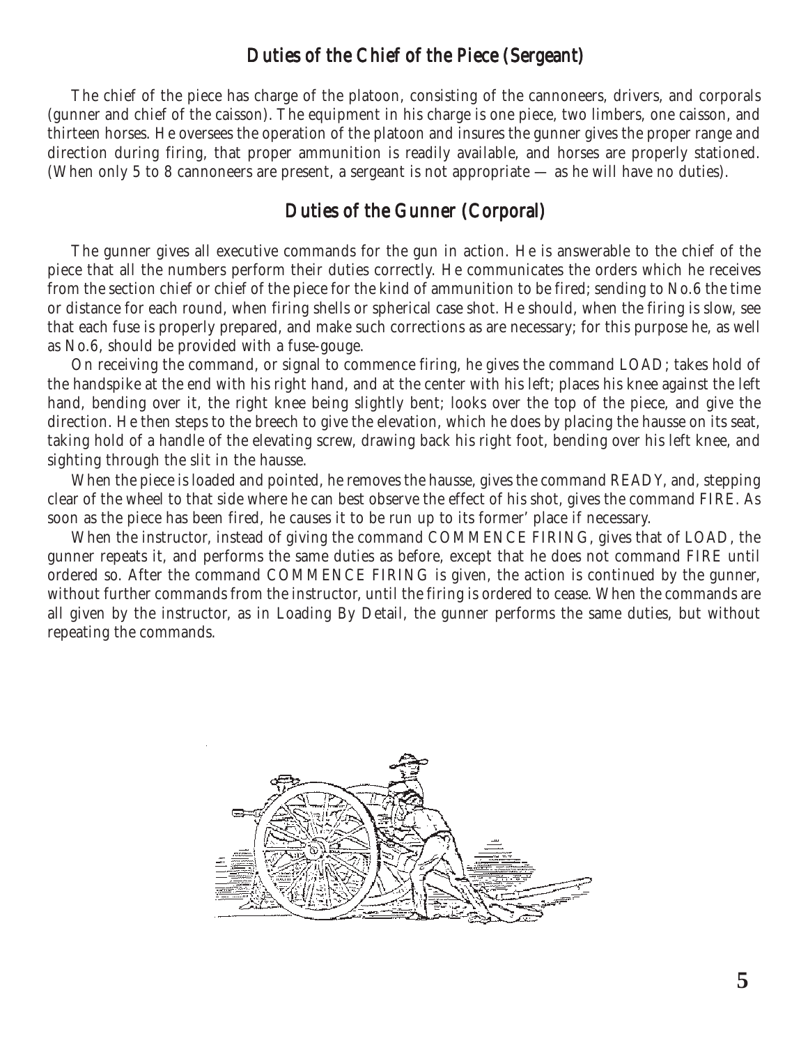## Duties of the Chief of the Piece (Sergeant)

The chief of the piece has charge of the platoon, consisting of the cannoneers, drivers, and corporals (gunner and chief of the caisson). The equipment in his charge is one piece, two limbers, one caisson, and thirteen horses. He oversees the operation of the platoon and insures the gunner gives the proper range and direction during firing, that proper ammunition is readily available, and horses are properly stationed. (When only 5 to 8 cannoneers are present, a sergeant is not appropriate — as he will have no duties).

## Duties of the Gunner (Corporal)

The gunner gives all executive commands for the gun in action. He is answerable to the chief of the piece that all the numbers perform their duties correctly. He communicates the orders which he receives from the section chief or chief of the piece for the kind of ammunition to be fired; sending to No.6 the time or distance for each round, when firing shells or spherical case shot. He should, when the firing is slow, see that each fuse is properly prepared, and make such corrections as are necessary; for this purpose he, as well as No.6, should be provided with a fuse-gouge.

On receiving the command, or signal to commence firing, he gives the command LOAD; takes hold of the handspike at the end with his right hand, and at the center with his left; places his knee against the left hand, bending over it, the right knee being slightly bent; looks over the top of the piece, and give the direction. He then steps to the breech to give the elevation, which he does by placing the hausse on its seat, taking hold of a handle of the elevating screw, drawing back his right foot, bending over his left knee, and sighting through the slit in the hausse.

When the piece is loaded and pointed, he removes the hausse, gives the command READY, and, stepping clear of the wheel to that side where he can best observe the effect of his shot, gives the command FIRE. As soon as the piece has been fired, he causes it to be run up to its former' place if necessary.

When the instructor, instead of giving the command COMMENCE FIRING, gives that of LOAD, the gunner repeats it, and performs the same duties as before, except that he does not command FIRE until ordered so. After the command COMMENCE FIRING is given, the action is continued by the gunner, without further commands from the instructor, until the firing is ordered to cease. When the commands are all given by the instructor, as in Loading By Detail, the gunner performs the same duties, but without repeating the commands.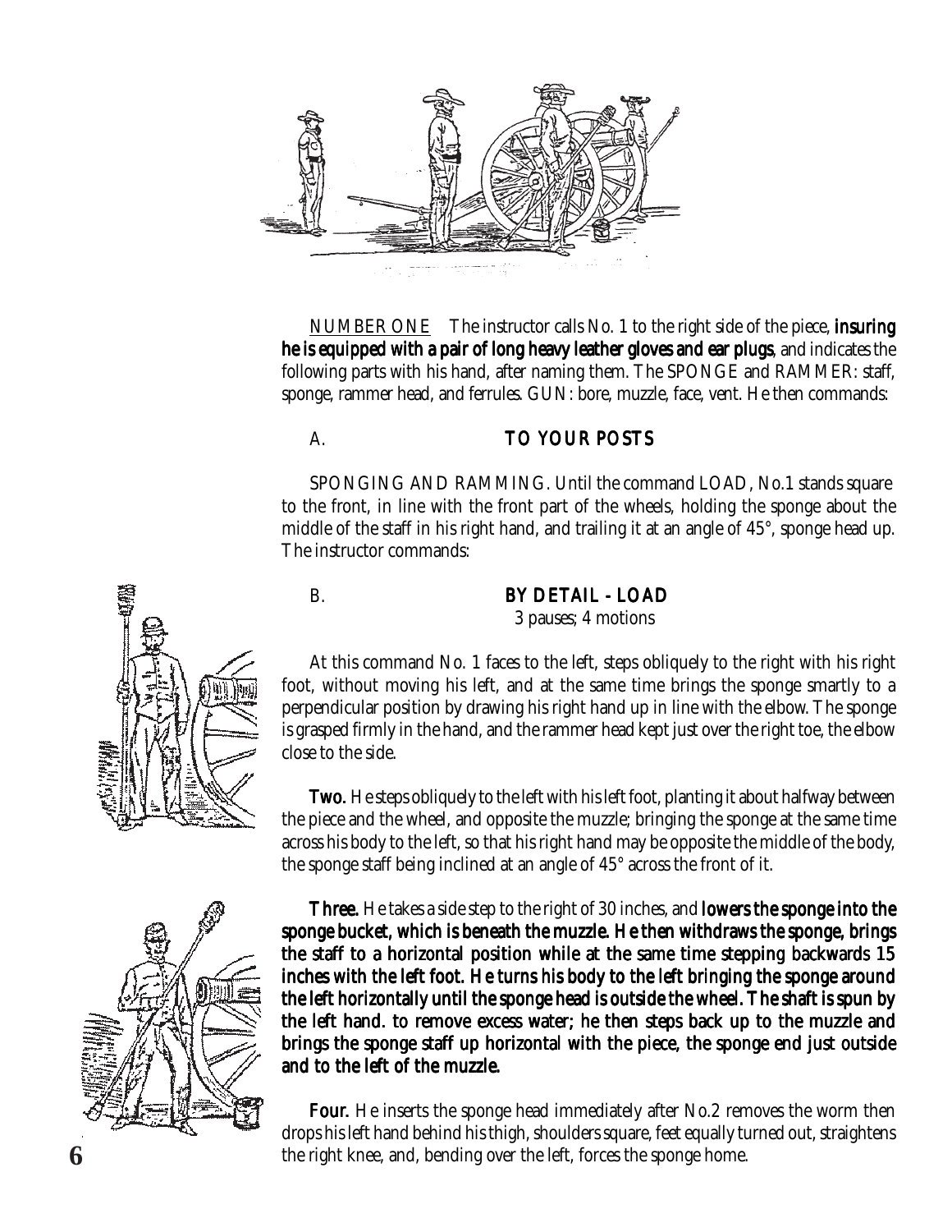NUMBER ONE The instructor calls No. 1 to the right side of the piece, **insuring he is equipped with a pair of long heavy leather gloves and ear plugs**, and indicates the following parts with his hand, after naming them. The SPONGE and RAMMER: staff, sponge, rammer head, and ferrules. GUN: bore, muzzle, face, vent. He then commands:

A. **TO YOUR POSTS**

SPONGING AND RAMMING. Until the command LOAD, No.1 stands square to the front, in line with the front part of the wheels, holding the sponge about the middle of the staff in his right hand, and trailing it at an angle of 45°, sponge head up. The instructor commands:

B. **BY DETAIL - LOAD**
3 pauses; 4 motions

At this command No. 1 faces to the left, steps obliquely to the right with his right foot, without moving his left, and at the same time brings the sponge smartly to a perpendicular position by drawing his right hand up in line with the elbow. The sponge is grasped firmly in the hand, and the rammer head kept just over the right toe, the elbow close to the side.

**Two.** He steps obliquely to the left with his left foot, planting it about halfway between the piece and the wheel, and opposite the muzzle; bringing the sponge at the same time across his body to the left, so that his right hand may be opposite the middle of the body, the sponge staff being inclined at an angle of 45° across the front of it.

**Three.** He takes a side step to the right of 30 inches, and **lowers the sponge into the sponge bucket, which is beneath the muzzle. He then withdraws the sponge, brings the staff to a horizontal position while at the same time stepping backwards 15 inches with the left foot. He turns his body to the left bringing the sponge around the left horizontally until the sponge head is outside the wheel. The shaft is spun by the left hand. to remove excess water; he then steps back up to the muzzle and brings the sponge staff up horizontal with the piece, the sponge end just outside and to the left of the muzzle.**

**Four.** He inserts the sponge head immediately after No.2 removes the worm then drops his left hand behind his thigh, shoulders square, feet equally turned out, straightens the right knee, and, bending over the left, forces the sponge home.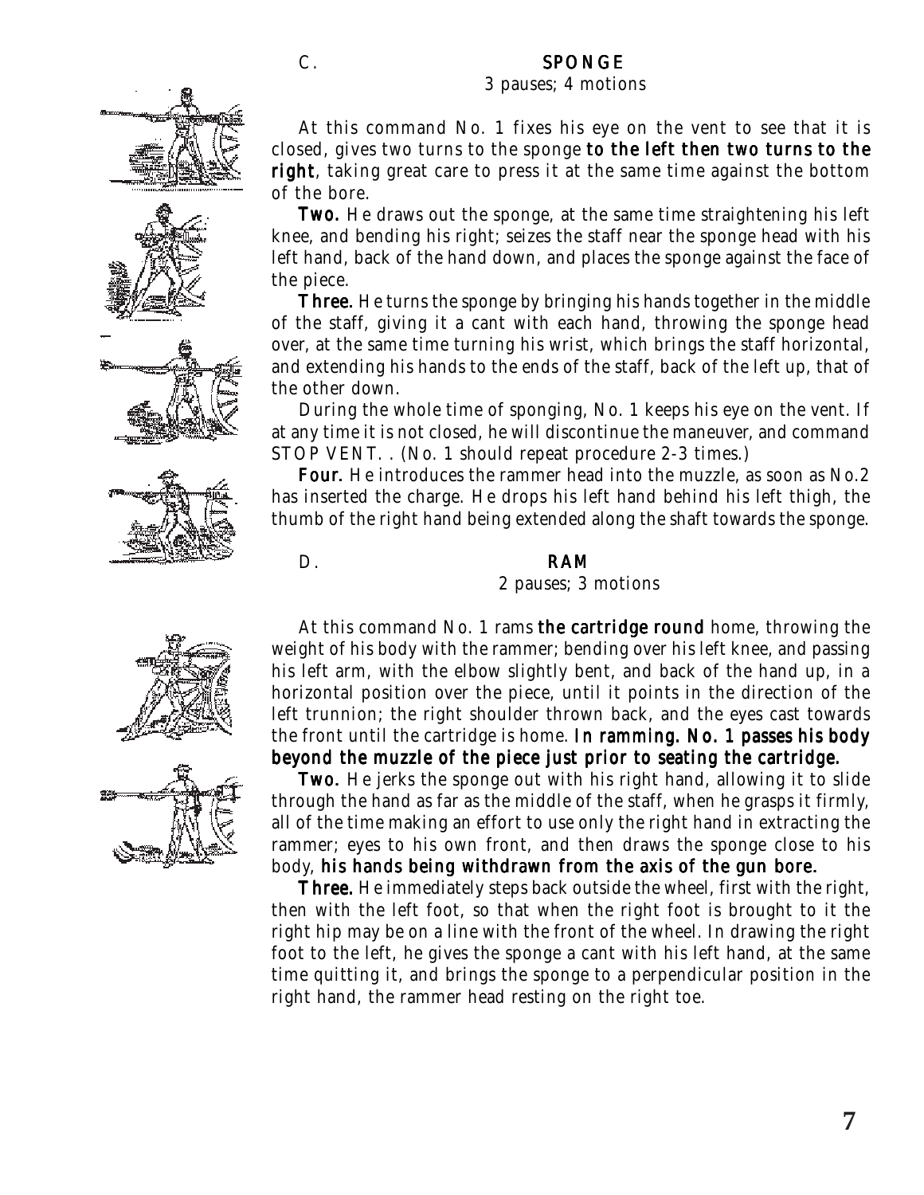## C. SPONGE

3 pauses; 4 motions

At this command No. 1 fixes his eye on the vent to see that it is closed, gives two turns to the sponge **to the left then two turns to the right**, taking great care to press it at the same time against the bottom of the bore.

**Two.** He draws out the sponge, at the same time straightening his left knee, and bending his right; seizes the staff near the sponge head with his left hand, back of the hand down, and places the sponge against the face of the piece.

**Three.** He turns the sponge by bringing his hands together in the middle of the staff, giving it a cant with each hand, throwing the sponge head over, at the same time turning his wrist, which brings the staff horizontal, and extending his hands to the ends of the staff, back of the left up, that of the other down.

During the whole time of sponging, No. 1 keeps his eye on the vent. If at any time it is not closed, he will discontinue the maneuver, and command STOP VENT. . (No. 1 should repeat procedure 2-3 times.)

**Four.** He introduces the rammer head into the muzzle, as soon as No.2 has inserted the charge. He drops his left hand behind his left thigh, the thumb of the right hand being extended along the shaft towards the sponge.

## D. RAM

2 pauses; 3 motions

At this command No. 1 rams **the cartridge round** home, throwing the weight of his body with the rammer; bending over his left knee, and passing his left arm, with the elbow slightly bent, and back of the hand up, in a horizontal position over the piece, until it points in the direction of the left trunnion; the right shoulder thrown back, and the eyes cast towards the front until the cartridge is home. **In ramming. No. 1 passes his body beyond the muzzle of the piece just prior to seating the cartridge.**

**Two.** He jerks the sponge out with his right hand, allowing it to slide through the hand as far as the middle of the staff, when he grasps it firmly, all of the time making an effort to use only the right hand in extracting the rammer; eyes to his own front, and then draws the sponge close to his body, **his hands being withdrawn from the axis of the gun bore.**

**Three.** He immediately steps back outside the wheel, first with the right, then with the left foot, so that when the right foot is brought to it the right hip may be on a line with the front of the wheel. In drawing the right foot to the left, he gives the sponge a cant with his left hand, at the same time quitting it, and brings the sponge to a perpendicular position in the right hand, the rammer head resting on the right toe.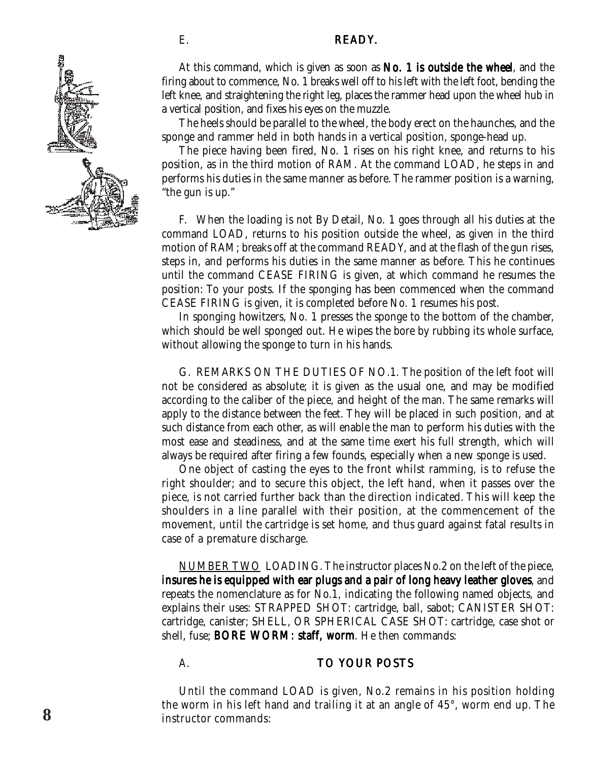E. **READY.**

At this command, which is given as soon as **No. 1 is outside the wheel**, and the firing about to commence, No. 1 breaks well off to his left with the left foot, bending the left knee, and straightening the right leg, places the rammer head upon the wheel hub in a vertical position, and fixes his eyes on the muzzle.

The heels should be parallel to the wheel, the body erect on the haunches, and the sponge and rammer held in both hands in a vertical position, sponge-head up.

The piece having been fired, No. 1 rises on his right knee, and returns to his position, as in the third motion of RAM. At the command LOAD, he steps in and performs his duties in the same manner as before. The rammer position is a warning, "the gun is up."

F. When the loading is not By Detail, No. 1 goes through all his duties at the command LOAD, returns to his position outside the wheel, as given in the third motion of RAM; breaks off at the command READY, and at the flash of the gun rises, steps in, and performs his duties in the same manner as before. This he continues until the command CEASE FIRING is given, at which command he resumes the position: To your posts. If the sponging has been commenced when the command CEASE FIRING is given, it is completed before No. 1 resumes his post.

In sponging howitzers, No. 1 presses the sponge to the bottom of the chamber, which should be well sponged out. He wipes the bore by rubbing its whole surface, without allowing the sponge to turn in his hands.

G. REMARKS ON THE DUTIES OF NO.1. The position of the left foot will not be considered as absolute; it is given as the usual one, and may be modified according to the caliber of the piece, and height of the man. The same remarks will apply to the distance between the feet. They will be placed in such position, and at such distance from each other, as will enable the man to perform his duties with the most ease and steadiness, and at the same time exert his full strength, which will always be required after firing a few founds, especially when a new sponge is used.

One object of casting the eyes to the front whilst ramming, is to refuse the right shoulder; and to secure this object, the left hand, when it passes over the piece, is not carried further back than the direction indicated. This will keep the shoulders in a line parallel with their position, at the commencement of the movement, until the cartridge is set home, and thus guard against fatal results in case of a premature discharge.

NUMBER TWO LOADING. The instructor places No.2 on the left of the piece, **insures he is equipped with ear plugs and a pair of long heavy leather gloves**, and repeats the nomenclature as for No.1, indicating the following named objects, and explains their uses: STRAPPED SHOT: cartridge, ball, sabot; CANISTER SHOT: cartridge, canister; SHELL, OR SPHERICAL CASE SHOT: cartridge, case shot or shell, fuse; **BORE WORM: staff, worm**. He then commands:

A. **TO YOUR POSTS**

Until the command LOAD is given, No.2 remains in his position holding the worm in his left hand and trailing it at an angle of 45°, worm end up. The instructor commands: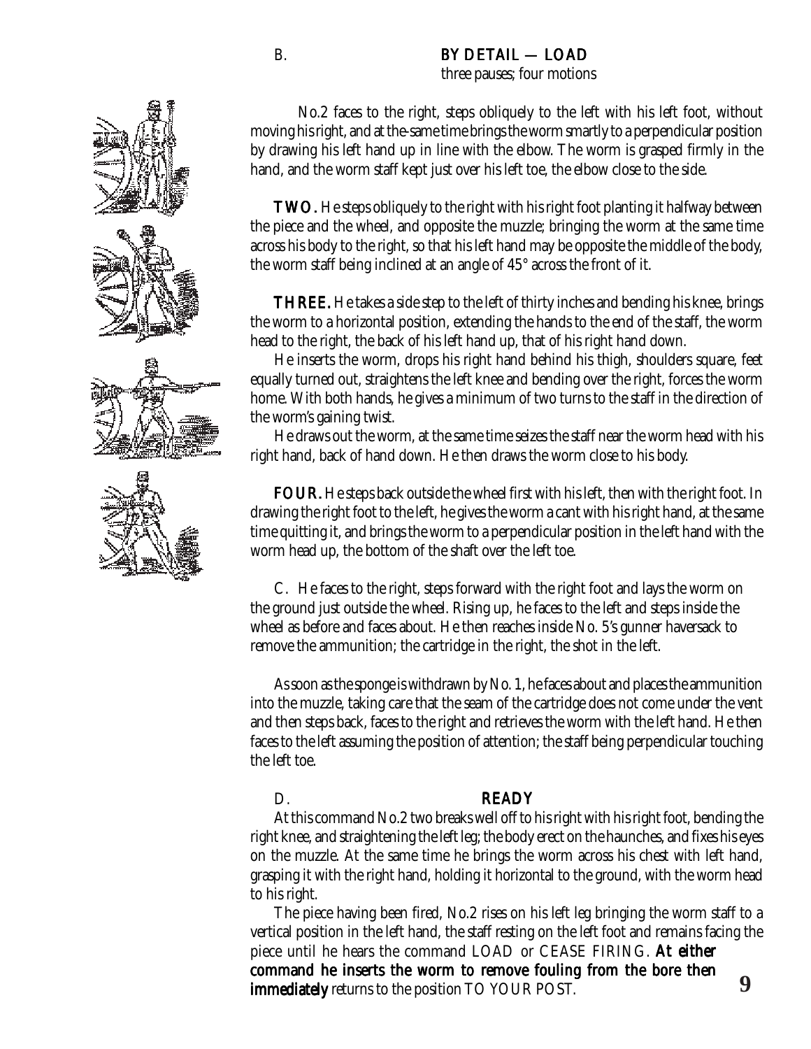B. **BY DETAIL — LOAD**

three pauses; four motions

No.2 faces to the right, steps obliquely to the left with his left foot, without moving his right, and at the same time brings the worm smartly to a perpendicular position by drawing his left hand up in line with the elbow. The worm is grasped firmly in the hand, and the worm staff kept just over his left toe, the elbow close to the side.

**TWO.** He steps obliquely to the right with his right foot planting it halfway between the piece and the wheel, and opposite the muzzle; bringing the worm at the same time across his body to the right, so that his left hand may be opposite the middle of the body, the worm staff being inclined at an angle of 45° across the front of it.

**THREE.** He takes a side step to the left of thirty inches and bending his knee, brings the worm to a horizontal position, extending the hands to the end of the staff, the worm head to the right, the back of his left hand up, that of his right hand down.

He inserts the worm, drops his right hand behind his thigh, shoulders square, feet equally turned out, straightens the left knee and bending over the right, forces the worm home. With both hands, he gives a minimum of two turns to the staff in the direction of the worm's gaining twist.

He draws out the worm, at the same time seizes the staff near the worm head with his right hand, back of hand down. He then draws the worm close to his body.

**FOUR.** He steps back outside the wheel first with his left, then with the right foot. In drawing the right foot to the left, he gives the worm a cant with his right hand, at the same time quitting it, and brings the worm to a perpendicular position in the left hand with the worm head up, the bottom of the shaft over the left toe.

C. He faces to the right, steps forward with the right foot and lays the worm on the ground just outside the wheel. Rising up, he faces to the left and steps inside the wheel as before and faces about. He then reaches inside No. 5's gunner haversack to remove the ammunition; the cartridge in the right, the shot in the left.

As soon as the sponge is withdrawn by No. 1, he faces about and places the ammunition into the muzzle, taking care that the seam of the cartridge does not come under the vent and then steps back, faces to the right and retrieves the worm with the left hand. He then faces to the left assuming the position of attention; the staff being perpendicular touching the left toe.

D. **READY**

At this command No.2 two breaks well off to his right with his right foot, bending the right knee, and straightening the left leg; the body erect on the haunches, and fixes his eyes on the muzzle. At the same time he brings the worm across his chest with left hand, grasping it with the right hand, holding it horizontal to the ground, with the worm head to his right.

The piece having been fired, No.2 rises on his left leg bringing the worm staff to a vertical position in the left hand, the staff resting on the left foot and remains facing the piece until he hears the command LOAD or CEASE FIRING. **At either command he inserts the worm to remove fouling from the bore then immediately** returns to the position TO YOUR POST.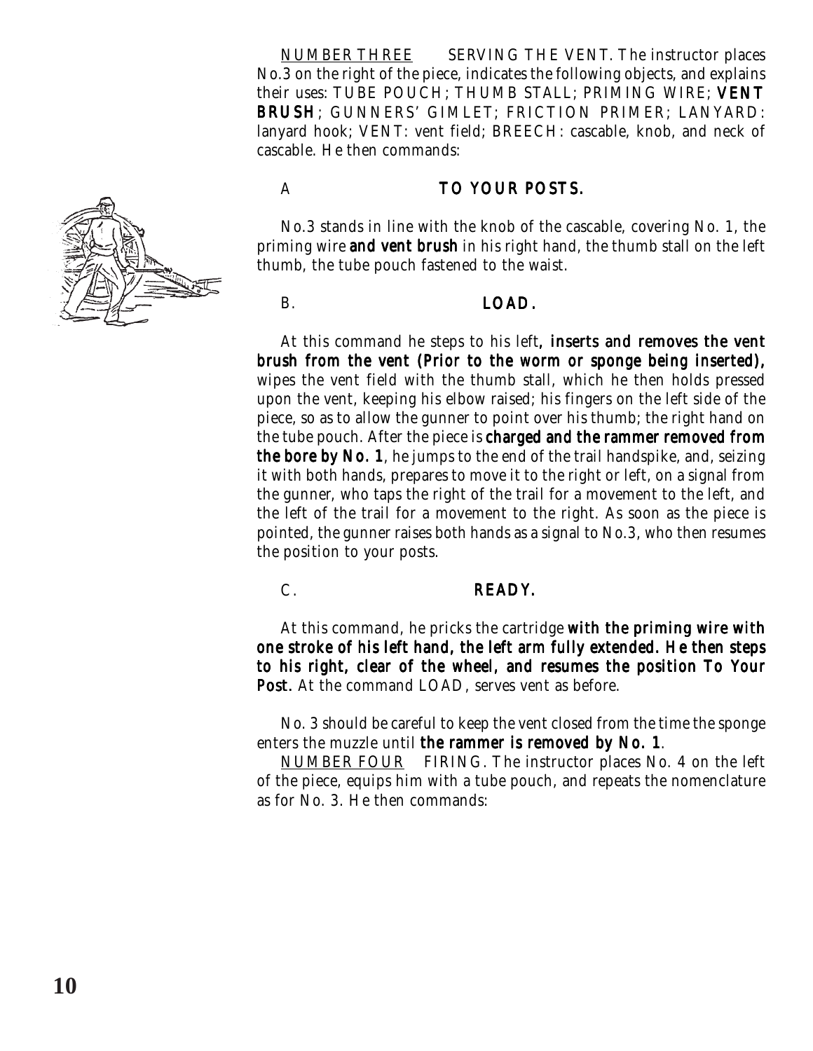NUMBER THREE SERVING THE VENT. The instructor places No.3 on the right of the piece, indicates the following objects, and explains their uses: TUBE POUCH; THUMB STALL; PRIMING WIRE; **VENT BRUSH**; GUNNERS' GIMLET; FRICTION PRIMER; LANYARD: lanyard hook; VENT: vent field; BREECH: cascable, knob, and neck of cascable. He then commands:

A **TO YOUR POSTS.**

No.3 stands in line with the knob of the cascable, covering No. 1, the priming wire **and vent brush** in his right hand, the thumb stall on the left thumb, the tube pouch fastened to the waist.

B. **LOAD.**

At this command he steps to his left**, inserts and removes the vent brush from the vent (Prior to the worm or sponge being inserted),** wipes the vent field with the thumb stall, which he then holds pressed upon the vent, keeping his elbow raised; his fingers on the left side of the piece, so as to allow the gunner to point over his thumb; the right hand on the tube pouch. After the piece is **charged and the rammer removed from the bore by No. 1**, he jumps to the end of the trail handspike, and, seizing it with both hands, prepares to move it to the right or left, on a signal from the gunner, who taps the right of the trail for a movement to the left, and the left of the trail for a movement to the right. As soon as the piece is pointed, the gunner raises both hands as a signal to No.3, who then resumes the position to your posts.

C. **READY.**

At this command, he pricks the cartridge **with the priming wire with one stroke of his left hand, the left arm fully extended. He then steps to his right, clear of the wheel, and resumes the position To Your Post.** At the command LOAD, serves vent as before.

No. 3 should be careful to keep the vent closed from the time the sponge enters the muzzle until **the rammer is removed by No. 1**.

NUMBER FOUR FIRING. The instructor places No. 4 on the left of the piece, equips him with a tube pouch, and repeats the nomenclature as for No. 3. He then commands: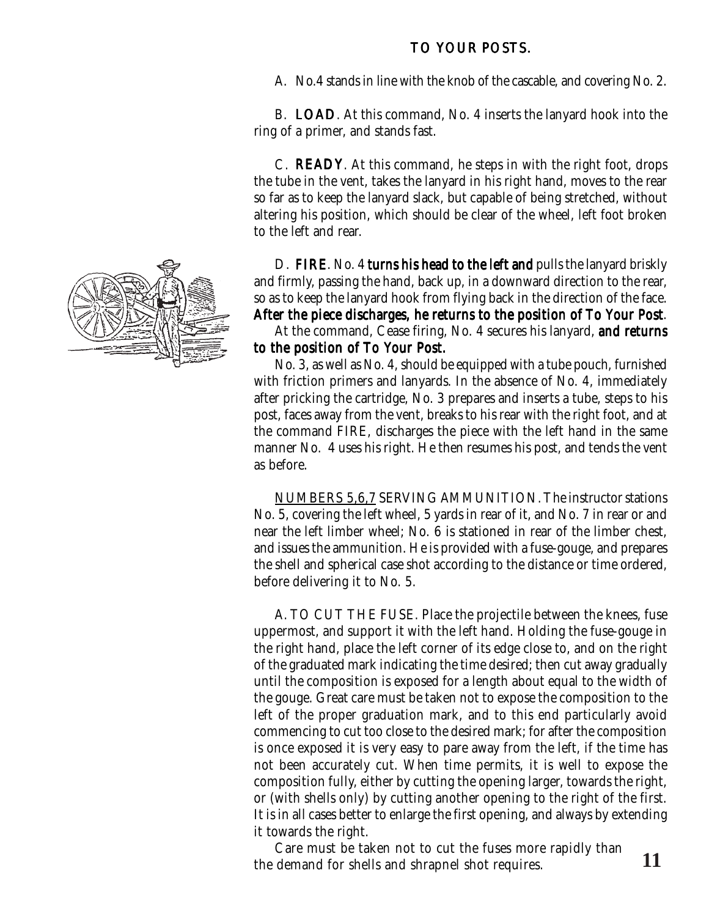## TO YOUR POSTS.

A. No.4 stands in line with the knob of the cascable, and covering No. 2.

B. **LOAD**. At this command, No. 4 inserts the lanyard hook into the ring of a primer, and stands fast.

C. **READY**. At this command, he steps in with the right foot, drops the tube in the vent, takes the lanyard in his right hand, moves to the rear so far as to keep the lanyard slack, but capable of being stretched, without altering his position, which should be clear of the wheel, left foot broken to the left and rear.

D. **FIRE**. No. 4 **turns his head to the left and** pulls the lanyard briskly and firmly, passing the hand, back up, in a downward direction to the rear, so as to keep the lanyard hook from flying back in the direction of the face. **After the piece discharges, he returns to the position of To Your Post**.

At the command, Cease firing, No. 4 secures his lanyard, **and returns to the position of To Your Post.**

No. 3, as well as No. 4, should be equipped with a tube pouch, furnished with friction primers and lanyards. In the absence of No. 4, immediately after pricking the cartridge, No. 3 prepares and inserts a tube, steps to his post, faces away from the vent, breaks to his rear with the right foot, and at the command FIRE, discharges the piece with the left hand in the same manner No. 4 uses his right. He then resumes his post, and tends the vent as before.

<u>NUMBERS 5,6,7</u> SERVING AMMUNITION. The instructor stations No. 5, covering the left wheel, 5 yards in rear of it, and No. 7 in rear or and near the left limber wheel; No. 6 is stationed in rear of the limber chest, and issues the ammunition. He is provided with a fuse-gouge, and prepares the shell and spherical case shot according to the distance or time ordered, before delivering it to No. 5.

A. TO CUT THE FUSE. Place the projectile between the knees, fuse uppermost, and support it with the left hand. Holding the fuse-gouge in the right hand, place the left corner of its edge close to, and on the right of the graduated mark indicating the time desired; then cut away gradually until the composition is exposed for a length about equal to the width of the gouge. Great care must be taken not to expose the composition to the left of the proper graduation mark, and to this end particularly avoid commencing to cut too close to the desired mark; for after the composition is once exposed it is very easy to pare away from the left, if the time has not been accurately cut. When time permits, it is well to expose the composition fully, either by cutting the opening larger, towards the right, or (with shells only) by cutting another opening to the right of the first. It is in all cases better to enlarge the first opening, and always by extending it towards the right.

Care must be taken not to cut the fuses more rapidly than the demand for shells and shrapnel shot requires.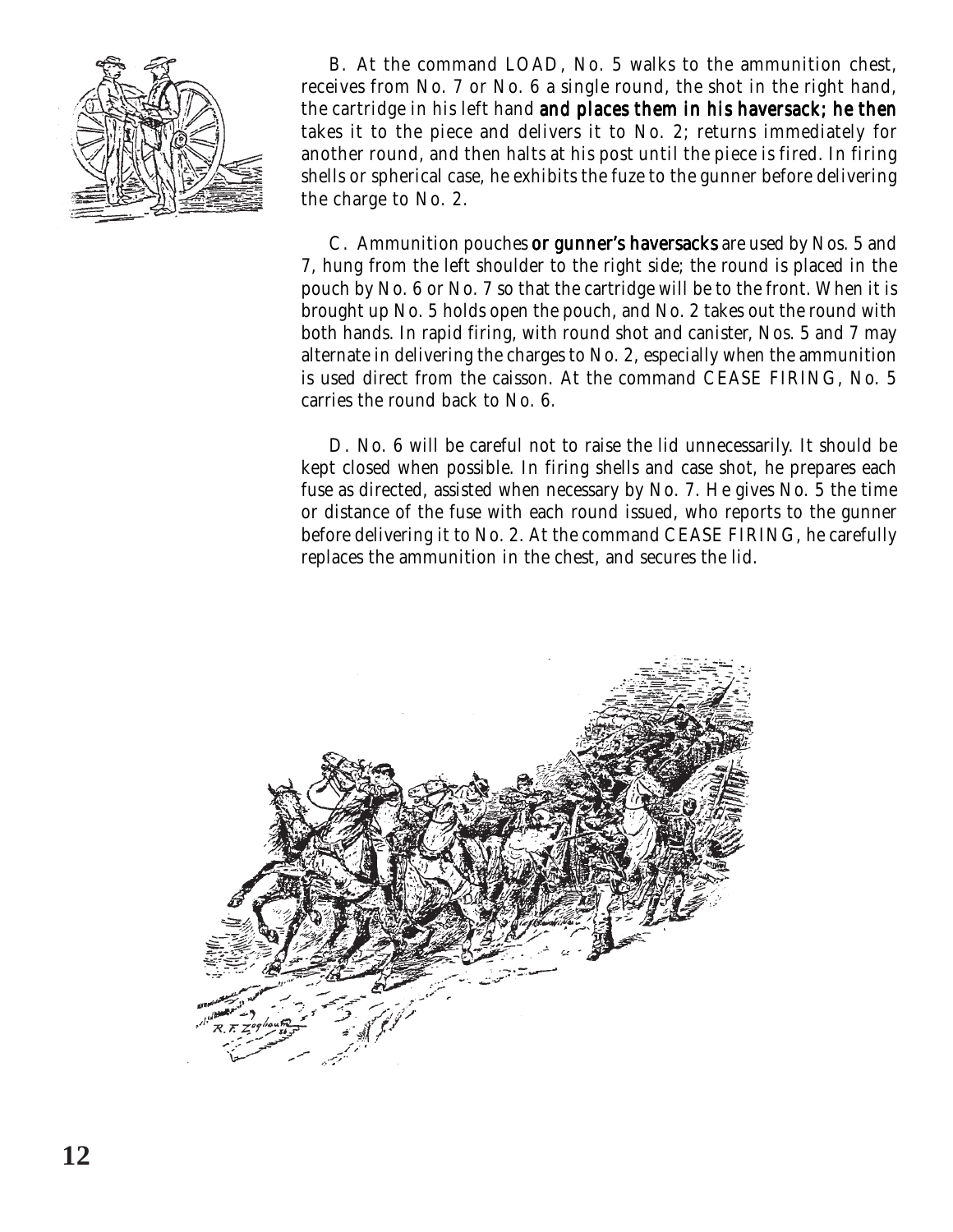B. At the command LOAD, No. 5 walks to the ammunition chest, receives from No. 7 or No. 6 a single round, the shot in the right hand, the cartridge in his left hand **and places them in his haversack; he then** takes it to the piece and delivers it to No. 2; returns immediately for another round, and then halts at his post until the piece is fired. In firing shells or spherical case, he exhibits the fuze to the gunner before delivering the charge to No. 2.

C. Ammunition pouches **or gunner's haversacks** are used by Nos. 5 and 7, hung from the left shoulder to the right side; the round is placed in the pouch by No. 6 or No. 7 so that the cartridge will be to the front. When it is brought up No. 5 holds open the pouch, and No. 2 takes out the round with both hands. In rapid firing, with round shot and canister, Nos. 5 and 7 may alternate in delivering the charges to No. 2, especially when the ammunition is used direct from the caisson. At the command CEASE FIRING, No. 5 carries the round back to No. 6.

D. No. 6 will be careful not to raise the lid unnecessarily. It should be kept closed when possible. In firing shells and case shot, he prepares each fuse as directed, assisted when necessary by No. 7. He gives No. 5 the time or distance of the fuse with each round issued, who reports to the gunner before delivering it to No. 2. At the command CEASE FIRING, he carefully replaces the ammunition in the chest, and secures the lid.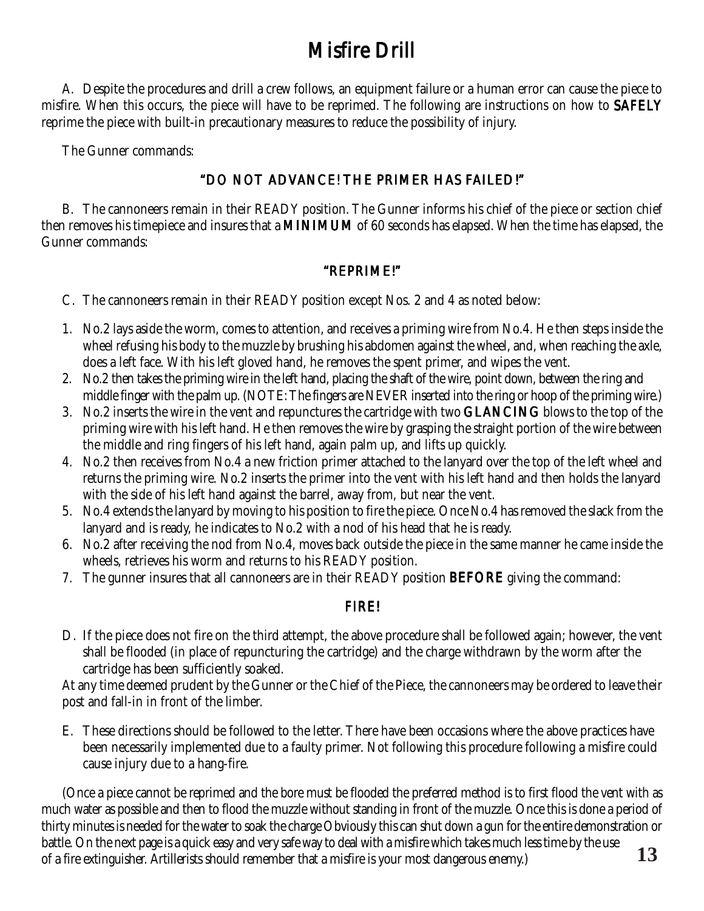// Misfire Drill

# Misfire Drill

A. Despite the procedures and drill a crew follows, an equipment failure or a human error can cause the piece to misfire. When this occurs, the piece will have to be reprimed. The following are instructions on how to **SAFELY** reprime the piece with built-in precautionary measures to reduce the possibility of injury.

The Gunner commands:

**"DO NOT ADVANCE! THE PRIMER HAS FAILED!"**

B. The cannoneers remain in their READY position. The Gunner informs his chief of the piece or section chief then removes his timepiece and insures that a **MINIMUM** of 60 seconds has elapsed. When the time has elapsed, the Gunner commands:

**"REPRIME!"**

C. The cannoneers remain in their READY position except Nos. 2 and 4 as noted below:

1. No.2 lays aside the worm, comes to attention, and receives a priming wire from No.4. He then steps inside the wheel refusing his body to the muzzle by brushing his abdomen against the wheel, and, when reaching the axle, does a left face. With his left gloved hand, he removes the spent primer, and wipes the vent.
2. No.2 then takes the priming wire in the left hand, placing the shaft of the wire, point down, between the ring and middle finger with the palm up. (NOTE: The fingers are NEVER inserted into the ring or hoop of the priming wire.)
3. No.2 inserts the wire in the vent and repunctures the cartridge with two **GLANCING** blows to the top of the priming wire with his left hand. He then removes the wire by grasping the straight portion of the wire between the middle and ring fingers of his left hand, again palm up, and lifts up quickly.
4. No.2 then receives from No.4 a new friction primer attached to the lanyard over the top of the left wheel and returns the priming wire. No.2 inserts the primer into the vent with his left hand and then holds the lanyard with the side of his left hand against the barrel, away from, but near the vent.
5. No.4 extends the lanyard by moving to his position to fire the piece. Once No.4 has removed the slack from the lanyard and is ready, he indicates to No.2 with a nod of his head that he is ready.
6. No.2 after receiving the nod from No.4, moves back outside the piece in the same manner he came inside the wheels, retrieves his worm and returns to his READY position.
7. The gunner insures that all cannoneers are in their READY position **BEFORE** giving the command:

**FIRE!**

D. If the piece does not fire on the third attempt, the above procedure shall be followed again; however, the vent shall be flooded (in place of repuncturing the cartridge) and the charge withdrawn by the worm after the cartridge has been sufficiently soaked.

At any time deemed prudent by the Gunner or the Chief of the Piece, the cannoneers may be ordered to leave their post and fall-in in front of the limber.

E. These directions should be followed to the letter. There have been occasions where the above practices have been necessarily implemented due to a faulty primer. Not following this procedure following a misfire could cause injury due to a hang-fire.

(Once a piece cannot be reprimed and the bore must be flooded the preferred method is to first flood the vent with as much water as possible and then to flood the muzzle without standing in front of the muzzle. Once this is done a period of thirty minutes is needed for the water to soak the charge Obviously this can shut down a gun for the entire demonstration or battle. On the next page is a quick easy and very safe way to deal with a misfire which takes much less time by the use of a fire extinguisher. Artillerists should remember that a misfire is your most dangerous enemy.)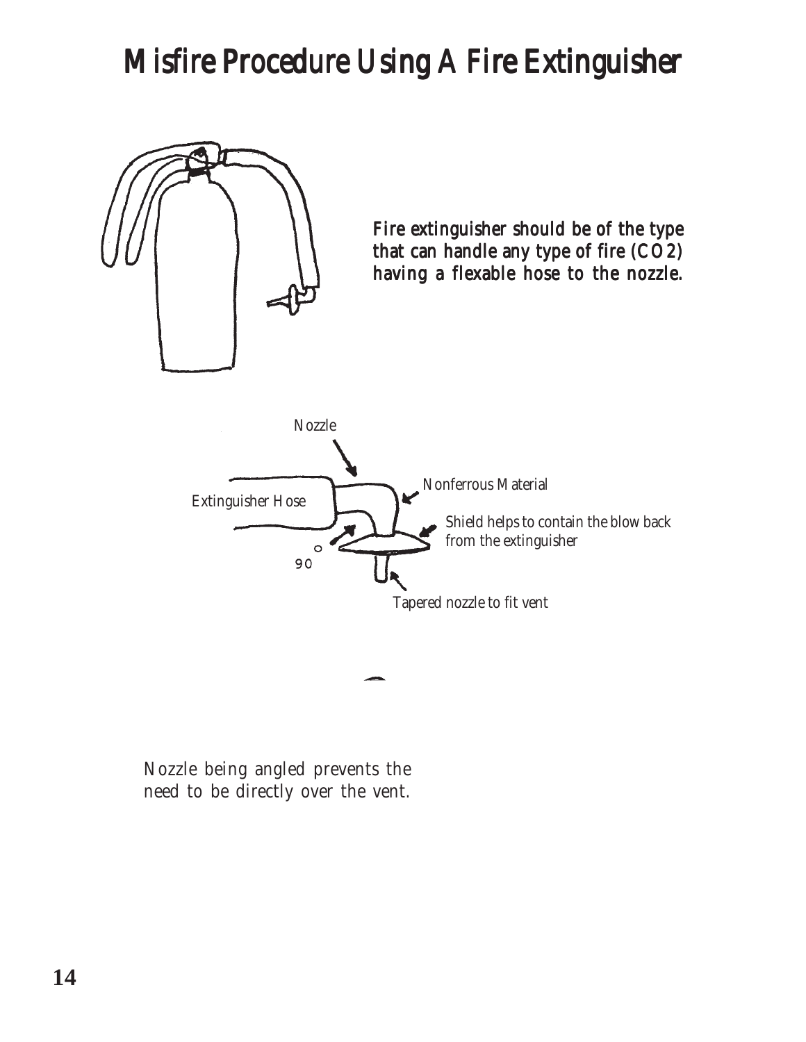# Misfire Procedure Using A Fire Extinguisher

Fire extinguisher should be of the type that can handle any type of fire (CO2) having a flexable hose to the nozzle.

Nozzle

Nonferrous Material

Extinguisher Hose

Shield helps to contain the blow back from the extinguisher

90°

Tapered nozzle to fit vent

Nozzle being angled prevents the need to be directly over the vent.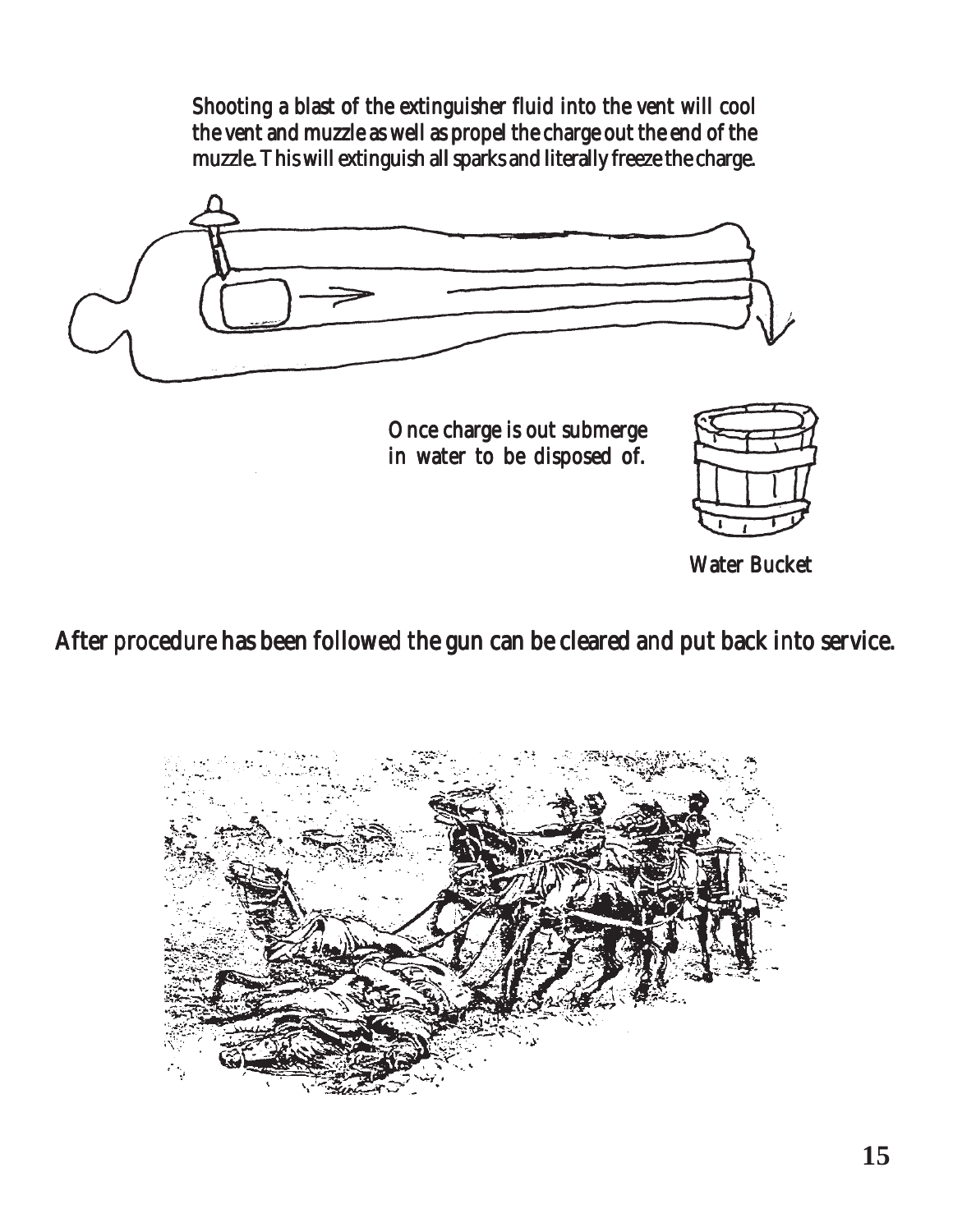Shooting a blast of the extinguisher fluid into the vent will cool the vent and muzzle as well as propel the charge out the end of the muzzle. This will extinguish all sparks and literally freeze the charge.

Once charge is out submerge in water to be disposed of.

Water Bucket

After procedure has been followed the gun can be cleared and put back into service.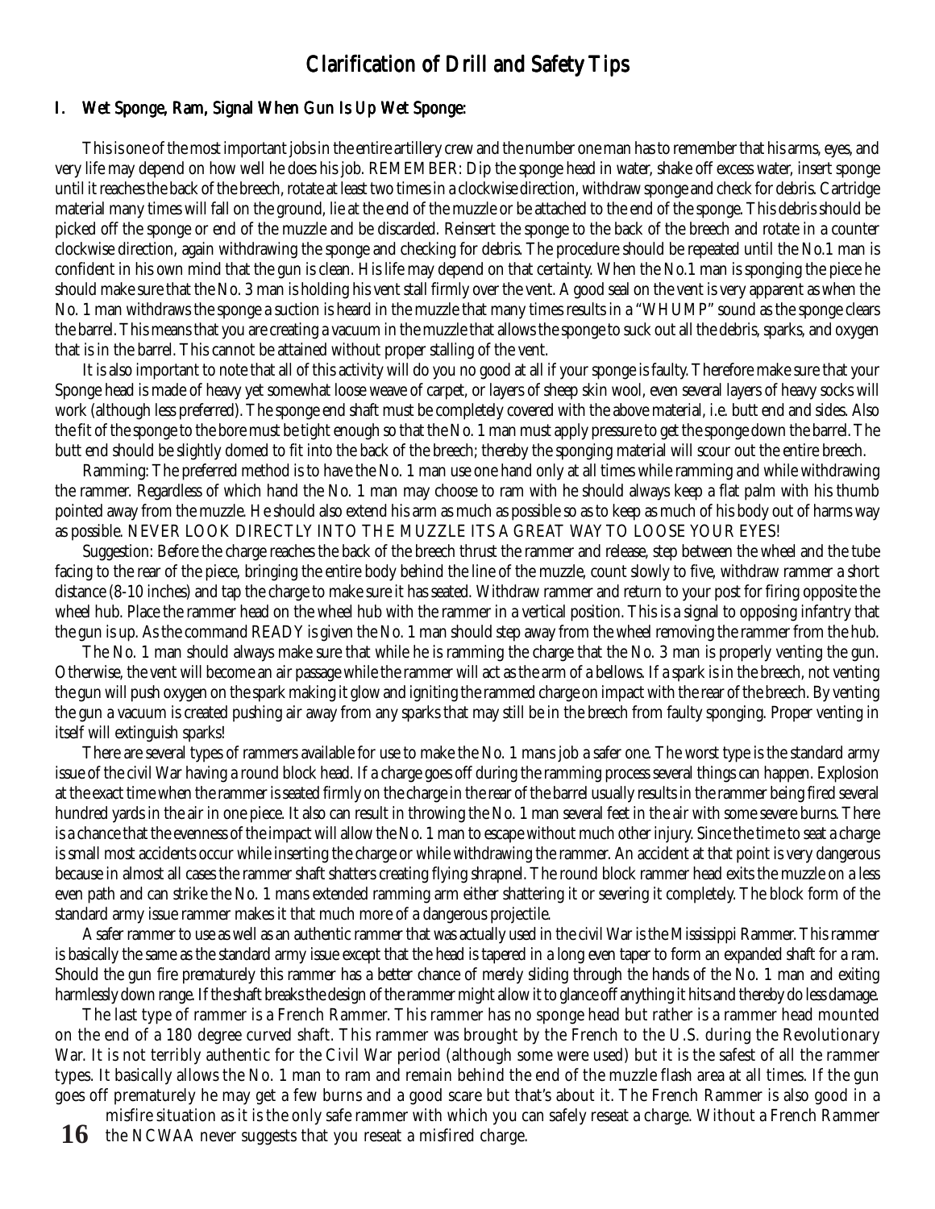# Clarification of Drill and Safety Tips

## I. Wet Sponge, Ram, Signal When Gun Is Up Wet Sponge:

This is one of the most important jobs in the entire artillery crew and the number one man has to remember that his arms, eyes, and very life may depend on how well he does his job. REMEMBER: Dip the sponge head in water, shake off excess water, insert sponge until it reaches the back of the breech, rotate at least two times in a clockwise direction, withdraw sponge and check for debris. Cartridge material many times will fall on the ground, lie at the end of the muzzle or be attached to the end of the sponge. This debris should be picked off the sponge or end of the muzzle and be discarded. Reinsert the sponge to the back of the breech and rotate in a counter clockwise direction, again withdrawing the sponge and checking for debris. The procedure should be repeated until the No.1 man is confident in his own mind that the gun is clean. His life may depend on that certainty. When the No.1 man is sponging the piece he should make sure that the No. 3 man is holding his vent stall firmly over the vent. A good seal on the vent is very apparent as when the No. 1 man withdraws the sponge a suction is heard in the muzzle that many times results in a "WHUMP" sound as the sponge clears the barrel. This means that you are creating a vacuum in the muzzle that allows the sponge to suck out all the debris, sparks, and oxygen that is in the barrel. This cannot be attained without proper stalling of the vent.

It is also important to note that all of this activity will do you no good at all if your sponge is faulty. Therefore make sure that your Sponge head is made of heavy yet somewhat loose weave of carpet, or layers of sheep skin wool, even several layers of heavy socks will work (although less preferred). The sponge end shaft must be completely covered with the above material, i.e. butt end and sides. Also the fit of the sponge to the bore must be tight enough so that the No. 1 man must apply pressure to get the sponge down the barrel. The butt end should be slightly domed to fit into the back of the breech; thereby the sponging material will scour out the entire breech.

Ramming: The preferred method is to have the No. 1 man use one hand only at all times while ramming and while withdrawing the rammer. Regardless of which hand the No. 1 man may choose to ram with he should always keep a flat palm with his thumb pointed away from the muzzle. He should also extend his arm as much as possible so as to keep as much of his body out of harms way as possible. NEVER LOOK DIRECTLY INTO THE MUZZLE ITS A GREAT WAY TO LOOSE YOUR EYES!

Suggestion: Before the charge reaches the back of the breech thrust the rammer and release, step between the wheel and the tube facing to the rear of the piece, bringing the entire body behind the line of the muzzle, count slowly to five, withdraw rammer a short distance (8-10 inches) and tap the charge to make sure it has seated. Withdraw rammer and return to your post for firing opposite the wheel hub. Place the rammer head on the wheel hub with the rammer in a vertical position. This is a signal to opposing infantry that the gun is up. As the command READY is given the No. 1 man should step away from the wheel removing the rammer from the hub.

The No. 1 man should always make sure that while he is ramming the charge that the No. 3 man is properly venting the gun. Otherwise, the vent will become an air passage while the rammer will act as the arm of a bellows. If a spark is in the breech, not venting the gun will push oxygen on the spark making it glow and igniting the rammed charge on impact with the rear of the breech. By venting the gun a vacuum is created pushing air away from any sparks that may still be in the breech from faulty sponging. Proper venting in itself will extinguish sparks!

There are several types of rammers available for use to make the No. 1 mans job a safer one. The worst type is the standard army issue of the civil War having a round block head. If a charge goes off during the ramming process several things can happen. Explosion at the exact time when the rammer is seated firmly on the charge in the rear of the barrel usually results in the rammer being fired several hundred yards in the air in one piece. It also can result in throwing the No. 1 man several feet in the air with some severe burns. There is a chance that the evenness of the impact will allow the No. 1 man to escape without much other injury. Since the time to seat a charge is small most accidents occur while inserting the charge or while withdrawing the rammer. An accident at that point is very dangerous because in almost all cases the rammer shaft shatters creating flying shrapnel. The round block rammer head exits the muzzle on a less even path and can strike the No. 1 mans extended ramming arm either shattering it or severing it completely. The block form of the standard army issue rammer makes it that much more of a dangerous projectile.

A safer rammer to use as well as an authentic rammer that was actually used in the civil War is the Mississippi Rammer. This rammer is basically the same as the standard army issue except that the head is tapered in a long even taper to form an expanded shaft for a ram. Should the gun fire prematurely this rammer has a better chance of merely sliding through the hands of the No. 1 man and exiting harmlessly down range. If the shaft breaks the design of the rammer might allow it to glance off anything it hits and thereby do less damage.

The last type of rammer is a French Rammer. This rammer has no sponge head but rather is a rammer head mounted on the end of a 180 degree curved shaft. This rammer was brought by the French to the U.S. during the Revolutionary War. It is not terribly authentic for the Civil War period (although some were used) but it is the safest of all the rammer types. It basically allows the No. 1 man to ram and remain behind the end of the muzzle flash area at all times. If the gun goes off prematurely he may get a few burns and a good scare but that's about it. The French Rammer is also good in a misfire situation as it is the only safe rammer with which you can safely reseat a charge. Without a French Rammer the NCWAA never suggests that you reseat a misfired charge.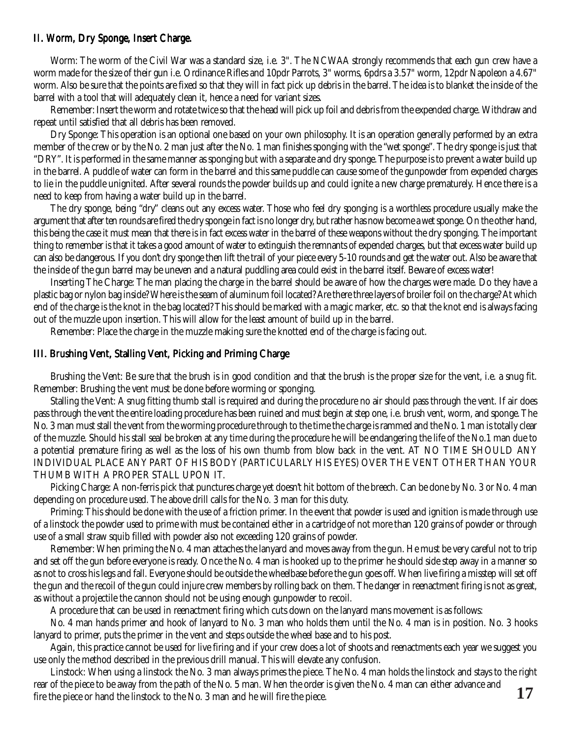## II. Worm, Dry Sponge, Insert Charge.

Worm: The worm of the Civil War was a standard size, i.e. 3". The NCWAA strongly recommends that each gun crew have a worm made for the size of their gun i.e. Ordinance Rifles and 10pdr Parrots, 3" worms, 6pdrs a 3.57" worm, 12pdr Napoleon a 4.67" worm. Also be sure that the points are fixed so that they will in fact pick up debris in the barrel. The idea is to blanket the inside of the barrel with a tool that will adequately clean it, hence a need for variant sizes.

Remember: Insert the worm and rotate twice so that the head will pick up foil and debris from the expended charge. Withdraw and repeat until satisfied that all debris has been removed.

Dry Sponge: This operation is an optional one based on your own philosophy. It is an operation generally performed by an extra member of the crew or by the No. 2 man just after the No. 1 man finishes sponging with the "wet sponge". The dry sponge is just that "DRY". It is performed in the same manner as sponging but with a separate and dry sponge. The purpose is to prevent a water build up in the barrel. A puddle of water can form in the barrel and this same puddle can cause some of the gunpowder from expended charges to lie in the puddle unignited. After several rounds the powder builds up and could ignite a new charge prematurely. Hence there is a need to keep from having a water build up in the barrel.

The dry sponge, being "dry" cleans out any excess water. Those who feel dry sponging is a worthless procedure usually make the argument that after ten rounds are fired the dry sponge in fact is no longer dry, but rather has now become a wet sponge. On the other hand, this being the case it must mean that there is in fact excess water in the barrel of these weapons without the dry sponging. The important thing to remember is that it takes a good amount of water to extinguish the remnants of expended charges, but that excess water build up can also be dangerous. If you don't dry sponge then lift the trail of your piece every 5-10 rounds and get the water out. Also be aware that the inside of the gun barrel may be uneven and a natural puddling area could exist in the barrel itself. Beware of excess water!

Inserting The Charge: The man placing the charge in the barrel should be aware of how the charges were made. Do they have a plastic bag or nylon bag inside? Where is the seam of aluminum foil located? Are there three layers of broiler foil on the charge? At which end of the charge is the knot in the bag located? This should be marked with a magic marker, etc. so that the knot end is always facing out of the muzzle upon insertion. This will allow for the least amount of build up in the barrel.

Remember: Place the charge in the muzzle making sure the knotted end of the charge is facing out.

## III. Brushing Vent, Stalling Vent, Picking and Priming Charge

Brushing the Vent: Be sure that the brush is in good condition and that the brush is the proper size for the vent, i.e. a snug fit. Remember: Brushing the vent must be done before worming or sponging.

Stalling the Vent: A snug fitting thumb stall is required and during the procedure no air should pass through the vent. If air does pass through the vent the entire loading procedure has been ruined and must begin at step one, i.e. brush vent, worm, and sponge. The No. 3 man must stall the vent from the worming procedure through to the time the charge is rammed and the No. 1 man is totally clear of the muzzle. Should his stall seal be broken at any time during the procedure he will be endangering the life of the No.1 man due to a potential premature firing as well as the loss of his own thumb from blow back in the vent. AT NO TIME SHOULD ANY INDIVIDUAL PLACE ANY PART OF HIS BODY (PARTICULARLY HIS EYES) OVER THE VENT OTHER THAN YOUR THUMB WITH A PROPER STALL UPON IT.

Picking Charge: A non-ferris pick that punctures charge yet doesn't hit bottom of the breech. Can be done by No. 3 or No. 4 man depending on procedure used. The above drill calls for the No. 3 man for this duty.

Priming: This should be done with the use of a friction primer. In the event that powder is used and ignition is made through use of a linstock the powder used to prime with must be contained either in a cartridge of not more than 120 grains of powder or through use of a small straw squib filled with powder also not exceeding 120 grains of powder.

Remember: When priming the No. 4 man attaches the lanyard and moves away from the gun. He must be very careful not to trip and set off the gun before everyone is ready. Once the No. 4 man is hooked up to the primer he should side step away in a manner so as not to cross his legs and fall. Everyone should be outside the wheelbase before the gun goes off. When live firing a misstep will set off the gun and the recoil of the gun could injure crew members by rolling back on them. The danger in reenactment firing is not as great, as without a projectile the cannon should not be using enough gunpowder to recoil.

A procedure that can be used in reenactment firing which cuts down on the lanyard mans movement is as follows:

No. 4 man hands primer and hook of lanyard to No. 3 man who holds them until the No. 4 man is in position. No. 3 hooks lanyard to primer, puts the primer in the vent and steps outside the wheel base and to his post.

Again, this practice cannot be used for live firing and if your crew does a lot of shoots and reenactments each year we suggest you use only the method described in the previous drill manual. This will elevate any confusion.

Linstock: When using a linstock the No. 3 man always primes the piece. The No. 4 man holds the linstock and stays to the right rear of the piece to be away from the path of the No. 5 man. When the order is given the No. 4 man can either advance and fire the piece or hand the linstock to the No. 3 man and he will fire the piece.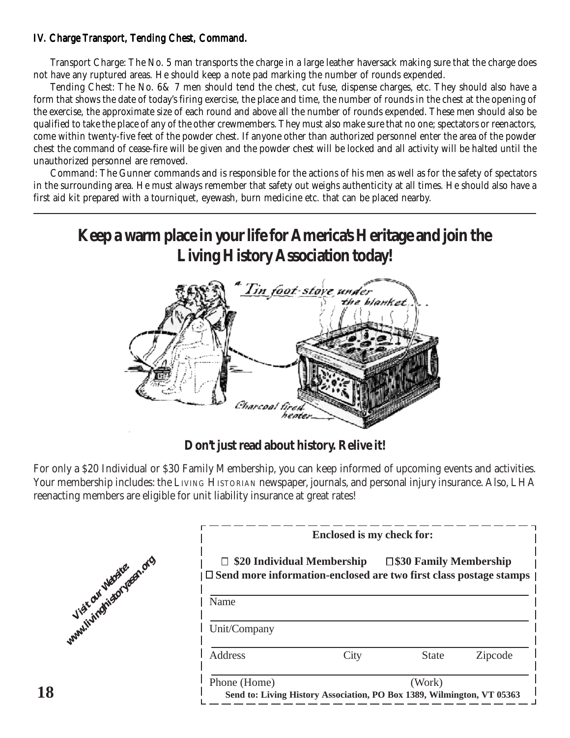### IV. Charge Transport, Tending Chest, Command.

Transport Charge: The No. 5 man transports the charge in a large leather haversack making sure that the charge does not have any ruptured areas. He should keep a note pad marking the number of rounds expended.

Tending Chest: The No. 6& 7 men should tend the chest, cut fuse, dispense charges, etc. They should also have a form that shows the date of today's firing exercise, the place and time, the number of rounds in the chest at the opening of the exercise, the approximate size of each round and above all the number of rounds expended. These men should also be qualified to take the place of any of the other crewmembers. They must also make sure that no one; spectators or reenactors, come within twenty-five feet of the powder chest. If anyone other than authorized personnel enter the area of the powder chest the command of cease-fire will be given and the powder chest will be locked and all activity will be halted until the unauthorized personnel are removed.

Command: The Gunner commands and is responsible for the actions of his men as well as for the safety of spectators in the surrounding area. He must always remember that safety out weighs authenticity at all times. He should also have a first aid kit prepared with a tourniquet, eyewash, burn medicine etc. that can be placed nearby.

---

## Keep a warm place in your life for America's Heritage and join the Living History Association today!

**Don't just read about history. Relive it!**

For only a $20 Individual or $30 Family Membership, you can keep informed of upcoming events and activities. Your membership includes: the LIVING HISTORIAN newspaper, journals, and personal injury insurance. Also, LHA reenacting members are eligible for unit liability insurance at great rates!

Visit our Website
www.livinghistoryassn.org

**Enclosed is my check for:**

☐ **$20 Individual Membership** ☐ **$30 Family Membership**

☐ **Send more information-enclosed are two first class postage stamps**

Name

Unit/Company

Address City State Zipcode

Phone (Home) (Work)

**Send to: Living History Association, PO Box 1389, Wilmington, VT 05363**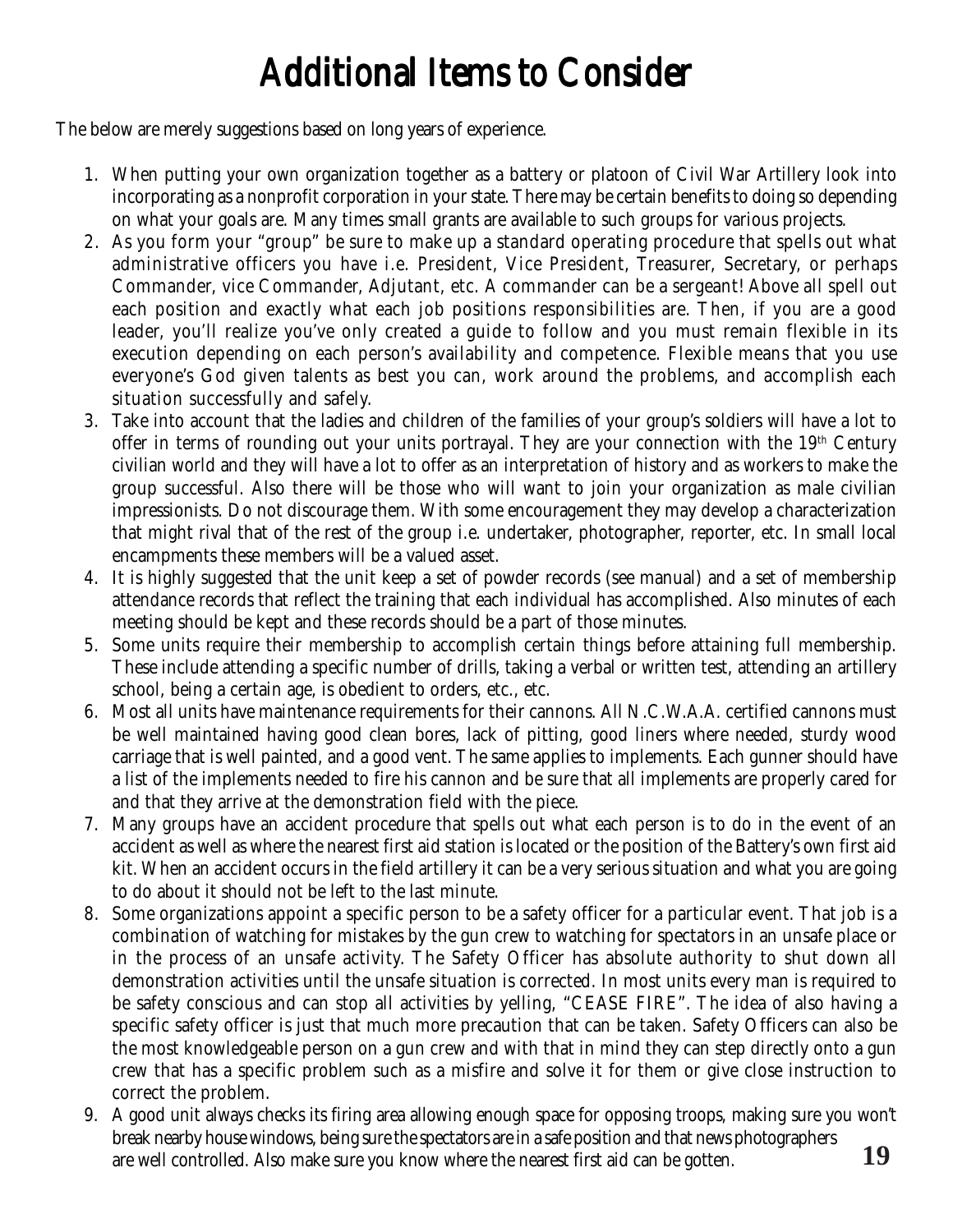# Additional Items to Consider

The below are merely suggestions based on long years of experience.

1. When putting your own organization together as a battery or platoon of Civil War Artillery look into incorporating as a nonprofit corporation in your state. There may be certain benefits to doing so depending on what your goals are. Many times small grants are available to such groups for various projects.
2. As you form your "group" be sure to make up a standard operating procedure that spells out what administrative officers you have i.e. President, Vice President, Treasurer, Secretary, or perhaps Commander, vice Commander, Adjutant, etc. A commander can be a sergeant! Above all spell out each position and exactly what each job positions responsibilities are. Then, if you are a good leader, you'll realize you've only created a guide to follow and you must remain flexible in its execution depending on each person's availability and competence. Flexible means that you use everyone's God given talents as best you can, work around the problems, and accomplish each situation successfully and safely.
3. Take into account that the ladies and children of the families of your group's soldiers will have a lot to offer in terms of rounding out your units portrayal. They are your connection with the 19th Century civilian world and they will have a lot to offer as an interpretation of history and as workers to make the group successful. Also there will be those who will want to join your organization as male civilian impressionists. Do not discourage them. With some encouragement they may develop a characterization that might rival that of the rest of the group i.e. undertaker, photographer, reporter, etc. In small local encampments these members will be a valued asset.
4. It is highly suggested that the unit keep a set of powder records (see manual) and a set of membership attendance records that reflect the training that each individual has accomplished. Also minutes of each meeting should be kept and these records should be a part of those minutes.
5. Some units require their membership to accomplish certain things before attaining full membership. These include attending a specific number of drills, taking a verbal or written test, attending an artillery school, being a certain age, is obedient to orders, etc., etc.
6. Most all units have maintenance requirements for their cannons. All N.C.W.A.A. certified cannons must be well maintained having good clean bores, lack of pitting, good liners where needed, sturdy wood carriage that is well painted, and a good vent. The same applies to implements. Each gunner should have a list of the implements needed to fire his cannon and be sure that all implements are properly cared for and that they arrive at the demonstration field with the piece.
7. Many groups have an accident procedure that spells out what each person is to do in the event of an accident as well as where the nearest first aid station is located or the position of the Battery's own first aid kit. When an accident occurs in the field artillery it can be a very serious situation and what you are going to do about it should not be left to the last minute.
8. Some organizations appoint a specific person to be a safety officer for a particular event. That job is a combination of watching for mistakes by the gun crew to watching for spectators in an unsafe place or in the process of an unsafe activity. The Safety Officer has absolute authority to shut down all demonstration activities until the unsafe situation is corrected. In most units every man is required to be safety conscious and can stop all activities by yelling, "CEASE FIRE". The idea of also having a specific safety officer is just that much more precaution that can be taken. Safety Officers can also be the most knowledgeable person on a gun crew and with that in mind they can step directly onto a gun crew that has a specific problem such as a misfire and solve it for them or give close instruction to correct the problem.
9. A good unit always checks its firing area allowing enough space for opposing troops, making sure you won't break nearby house windows, being sure the spectators are in a safe position and that news photographers are well controlled. Also make sure you know where the nearest first aid can be gotten.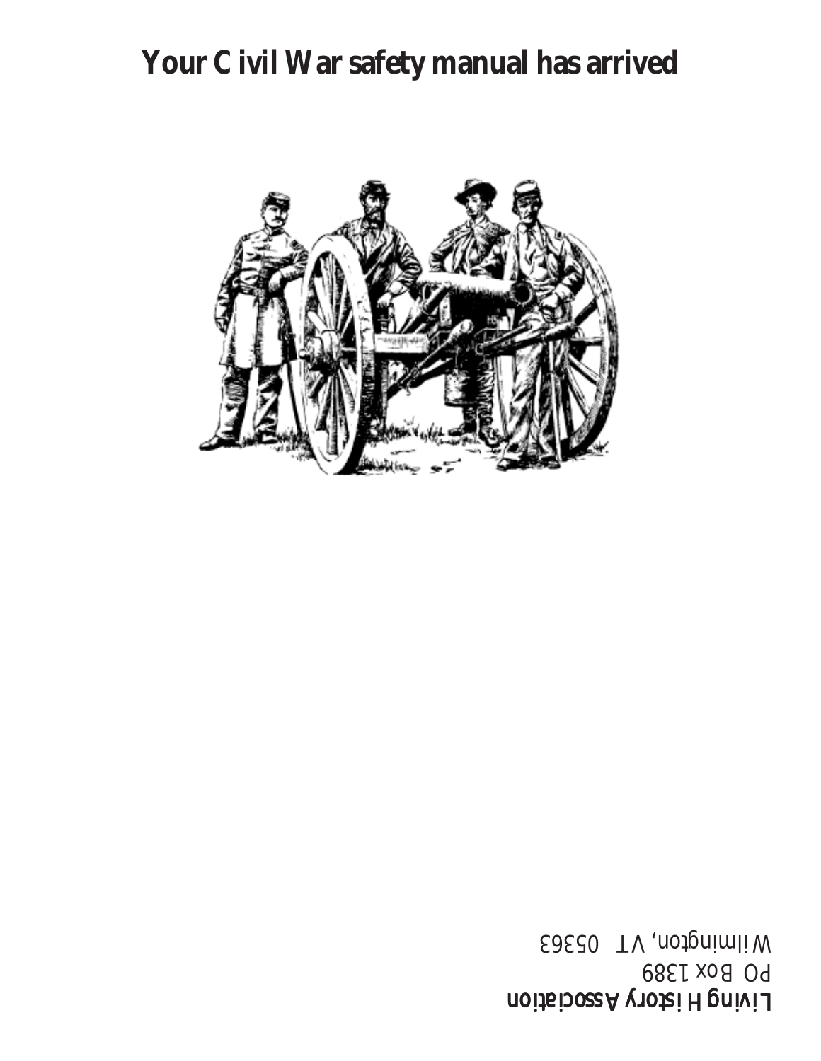# Your Civil War safety manual has arrived

**Living History Association**
PO Box 1389
Wilmington, VT 05363